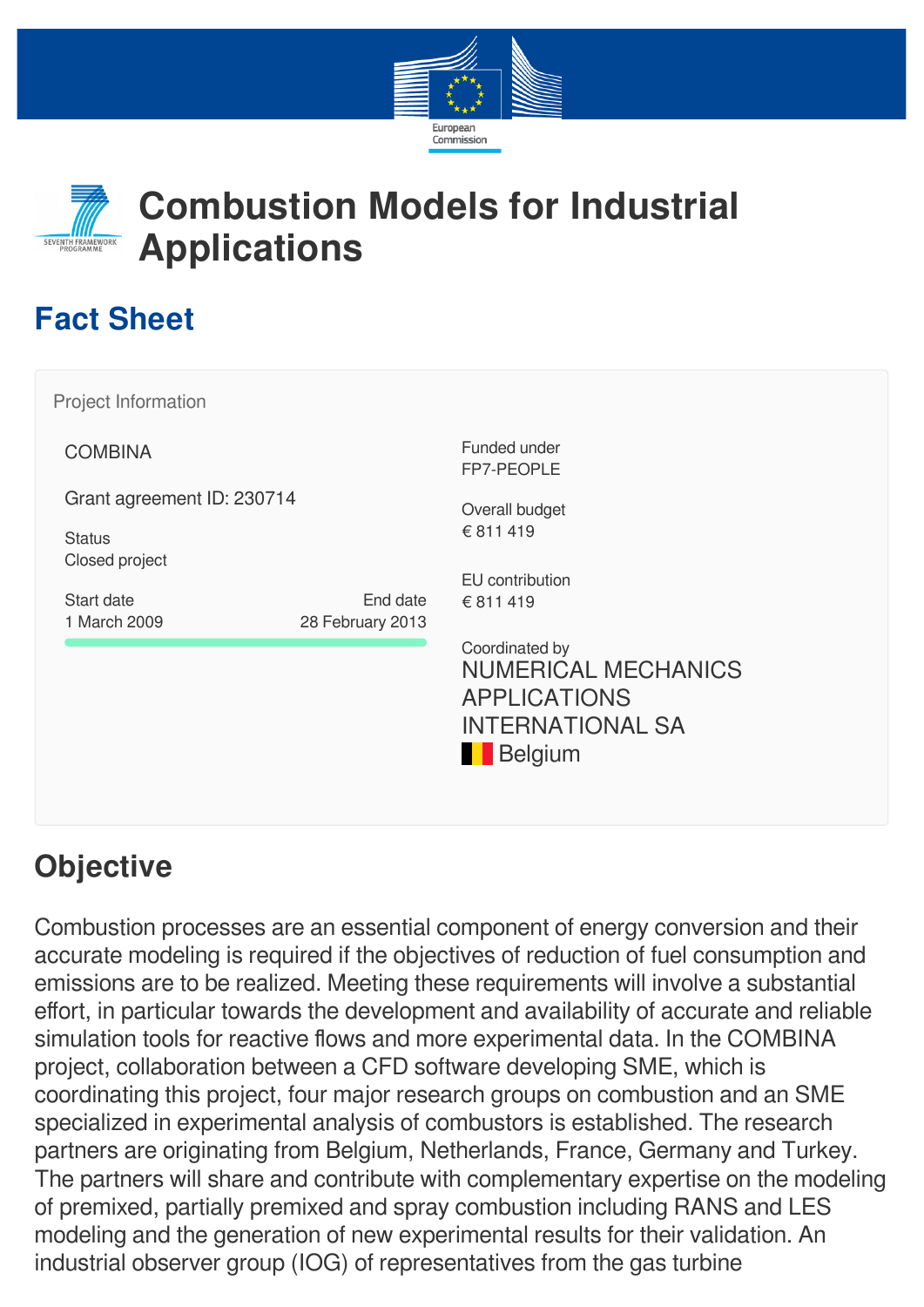# Combustion Models for Industrial Applications

## Fact Sheet

Project Information

COMBINA

Grant agreement ID: 230714

Status
Closed project

Start date
1 March 2009

End date
28 February 2013

Funded under
FP7-PEOPLE

Overall budget
€ 811 419

EU contribution
€ 811 419

Coordinated by
NUMERICAL MECHANICS APPLICATIONS INTERNATIONAL SA
Belgium

## Objective

Combustion processes are an essential component of energy conversion and their accurate modeling is required if the objectives of reduction of fuel consumption and emissions are to be realized. Meeting these requirements will involve a substantial effort, in particular towards the development and availability of accurate and reliable simulation tools for reactive flows and more experimental data. In the COMBINA project, collaboration between a CFD software developing SME, which is coordinating this project, four major research groups on combustion and an SME specialized in experimental analysis of combustors is established. The research partners are originating from Belgium, Netherlands, France, Germany and Turkey. The partners will share and contribute with complementary expertise on the modeling of premixed, partially premixed and spray combustion including RANS and LES modeling and the generation of new experimental results for their validation. An industrial observer group (IOG) of representatives from the gas turbine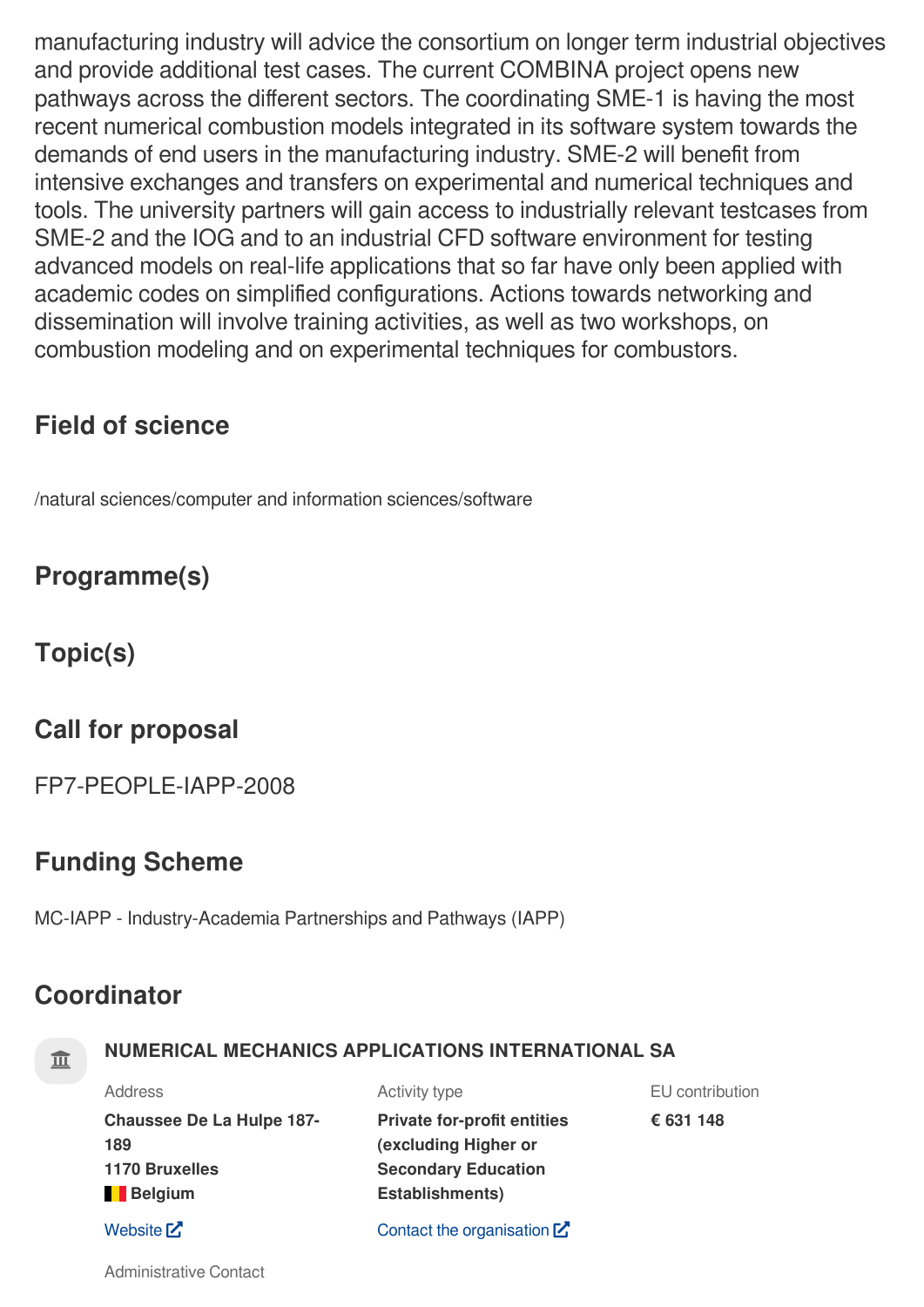manufacturing industry will advice the consortium on longer term industrial objectives and provide additional test cases. The current COMBINA project opens new pathways across the different sectors. The coordinating SME-1 is having the most recent numerical combustion models integrated in its software system towards the demands of end users in the manufacturing industry. SME-2 will benefit from intensive exchanges and transfers on experimental and numerical techniques and tools. The university partners will gain access to industrially relevant testcases from SME-2 and the IOG and to an industrial CFD software environment for testing advanced models on real-life applications that so far have only been applied with academic codes on simplified configurations. Actions towards networking and dissemination will involve training activities, as well as two workshops, on combustion modeling and on experimental techniques for combustors.

## Field of science

/natural sciences/computer and information sciences/software

## Programme(s)

## Topic(s)

## Call for proposal

FP7-PEOPLE-IAPP-2008

## Funding Scheme

MC-IAPP - Industry-Academia Partnerships and Pathways (IAPP)

## Coordinator

**NUMERICAL MECHANICS APPLICATIONS INTERNATIONAL SA**

Address

**Chaussee De La Hulpe 187-189**
**1170 Bruxelles**
**Belgium**

Activity type

**Private for-profit entities (excluding Higher or Secondary Education Establishments)**

EU contribution

**€ 631 148**

Website

Contact the organisation

Administrative Contact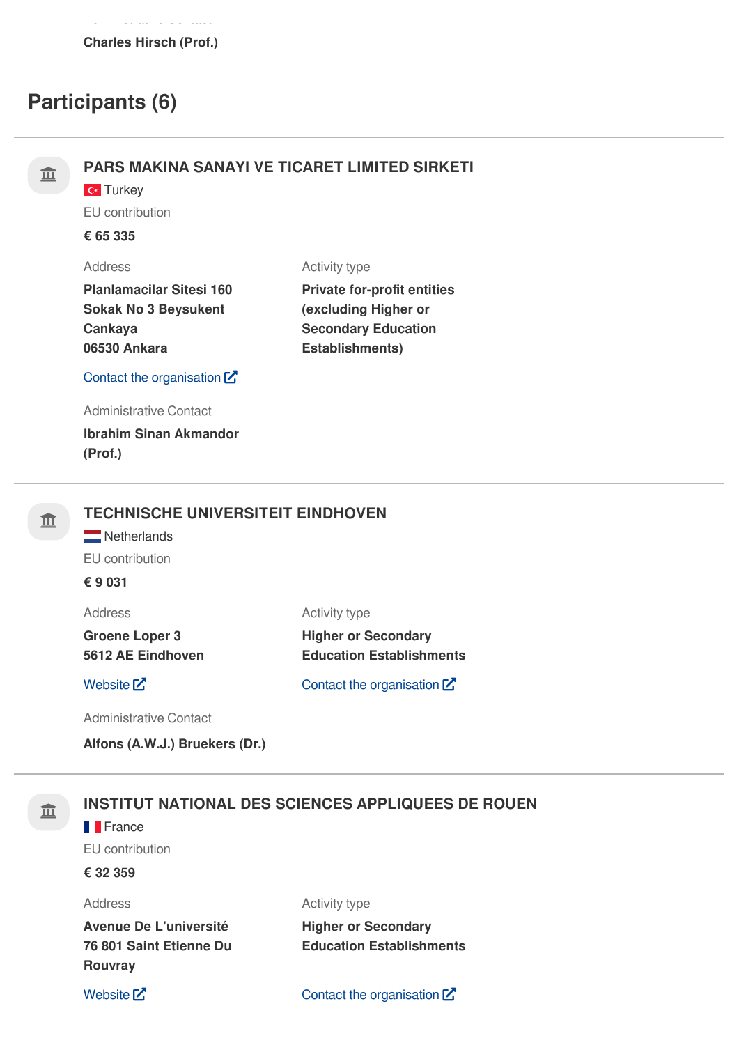Charles Hirsch (Prof.)

## Participants (6)

### PARS MAKINA SANAYI VE TICARET LIMITED SIRKETI

Turkey

EU contribution

**€ 65 335**

Address

**Planlamacilar Sitesi 160 Sokak No 3 Beysukent Cankaya
06530 Ankara**

Activity type

**Private for-profit entities (excluding Higher or Secondary Education Establishments)**

Contact the organisation

Administrative Contact

**Ibrahim Sinan Akmandor (Prof.)**

### TECHNISCHE UNIVERSITEIT EINDHOVEN

Netherlands

EU contribution

**€ 9 031**

Address

**Groene Loper 3
5612 AE Eindhoven**

Activity type

**Higher or Secondary Education Establishments**

Website

Contact the organisation

Administrative Contact

**Alfons (A.W.J.) Bruekers (Dr.)**

### INSTITUT NATIONAL DES SCIENCES APPLIQUEES DE ROUEN

France

EU contribution

**€ 32 359**

Address

**Avenue De L'université
76 801 Saint Etienne Du Rouvray**

Activity type

**Higher or Secondary Education Establishments**

Website

Contact the organisation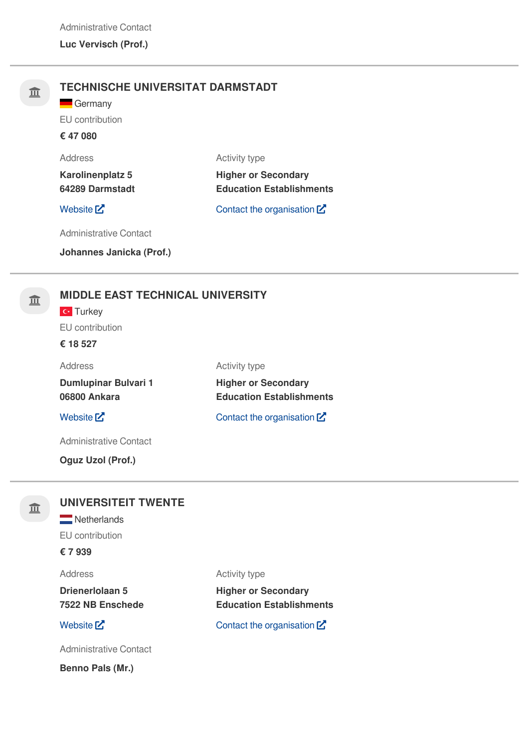Administrative Contact

**Luc Vervisch (Prof.)**

---

## TECHNISCHE UNIVERSITAT DARMSTADT

Germany

EU contribution

**€ 47 080**

Address

**Karolinenplatz 5**
**64289 Darmstadt**

Website

Activity type

**Higher or Secondary Education Establishments**

Contact the organisation

Administrative Contact

**Johannes Janicka (Prof.)**

---

## MIDDLE EAST TECHNICAL UNIVERSITY

Turkey

EU contribution

**€ 18 527**

Address

**Dumlupinar Bulvari 1**
**06800 Ankara**

Website

Activity type

**Higher or Secondary Education Establishments**

Contact the organisation

Administrative Contact

**Oguz Uzol (Prof.)**

---

## UNIVERSITEIT TWENTE

Netherlands

EU contribution

**€ 7 939**

Address

**Drienerlolaan 5**
**7522 NB Enschede**

Website

Activity type

**Higher or Secondary Education Establishments**

Contact the organisation

Administrative Contact

**Benno Pals (Mr.)**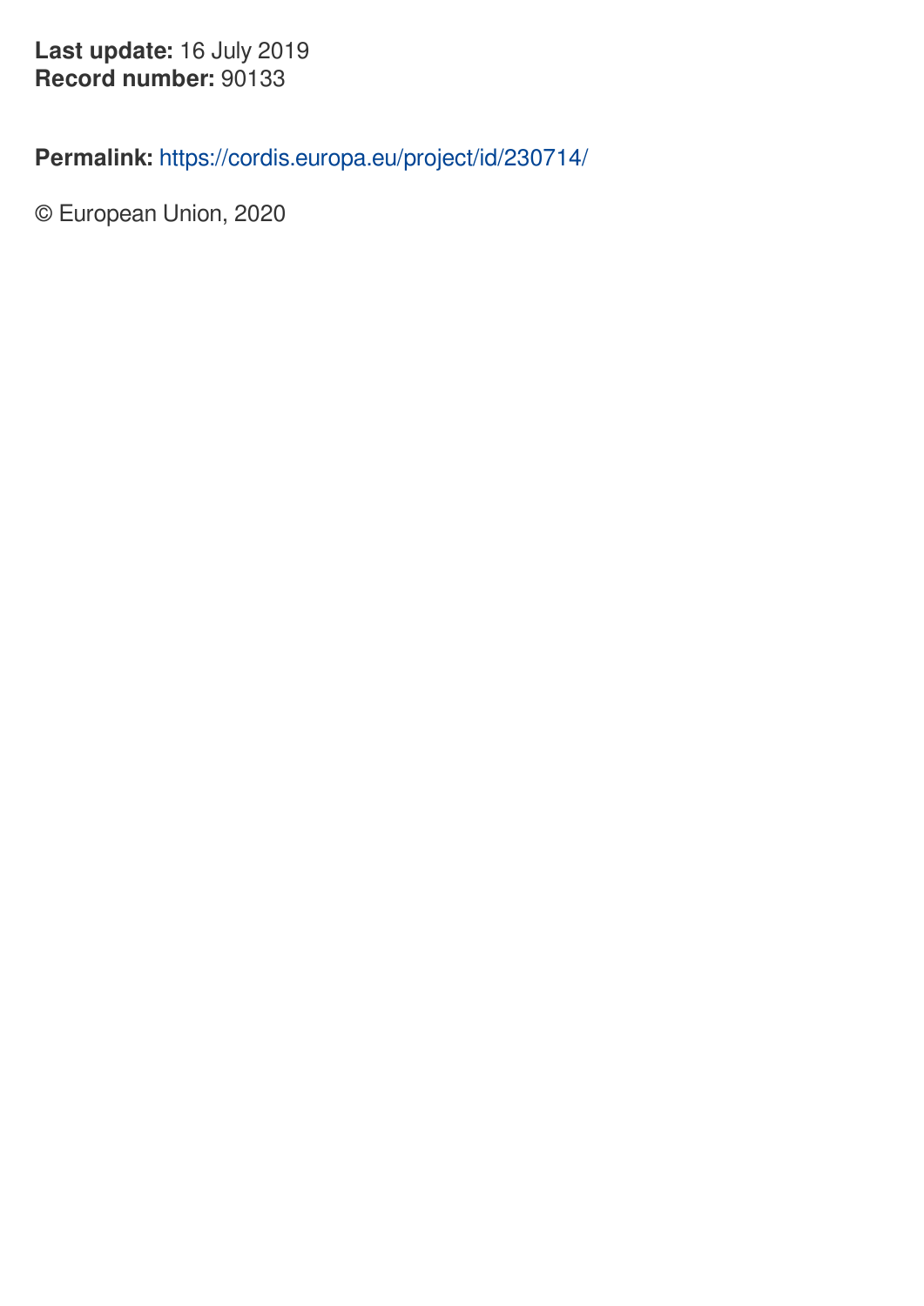**Last update:** 16 July 2019
**Record number:** 90133

**Permalink:** https://cordis.europa.eu/project/id/230714/

© European Union, 2020